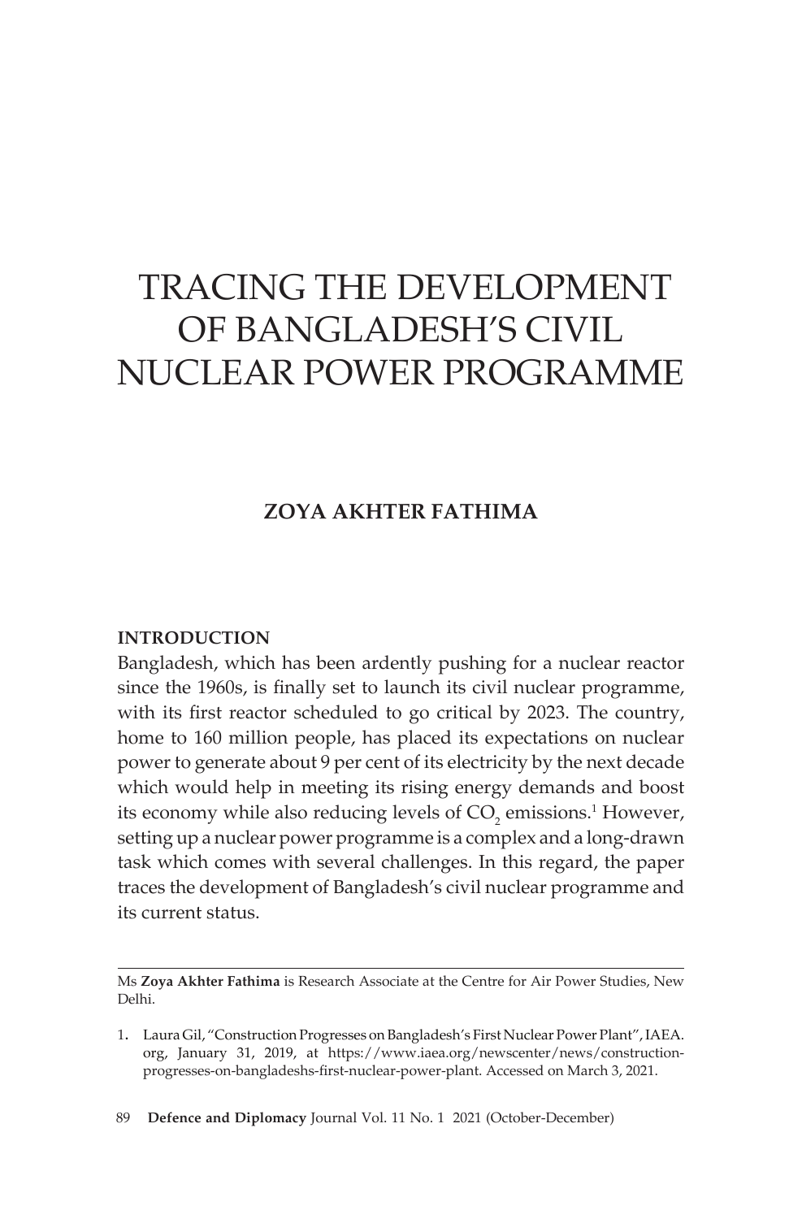# TRACING THE DEVELOPMENT OF BANGLADESH'S CIVIL NUCLEAR POWER PROGRAMME

**ZOYA AKHTER FATHIMA**

## INTRODUCTION

Bangladesh, which has been ardently pushing for a nuclear reactor since the 1960s, is finally set to launch its civil nuclear programme, with its first reactor scheduled to go critical by 2023. The country, home to 160 million people, has placed its expectations on nuclear power to generate about 9 per cent of its electricity by the next decade which would help in meeting its rising energy demands and boost its economy while also reducing levels of $CO_2$ emissions.[1] However, setting up a nuclear power programme is a complex and a long-drawn task which comes with several challenges. In this regard, the paper traces the development of Bangladesh's civil nuclear programme and its current status.

---

Ms **Zoya Akhter Fathima** is Research Associate at the Centre for Air Power Studies, New Delhi.

1. Laura Gil, "Construction Progresses on Bangladesh's First Nuclear Power Plant", IAEA.org, January 31, 2019, at https://www.iaea.org/newscenter/news/construction-progresses-on-bangladeshs-first-nuclear-power-plant. Accessed on March 3, 2021.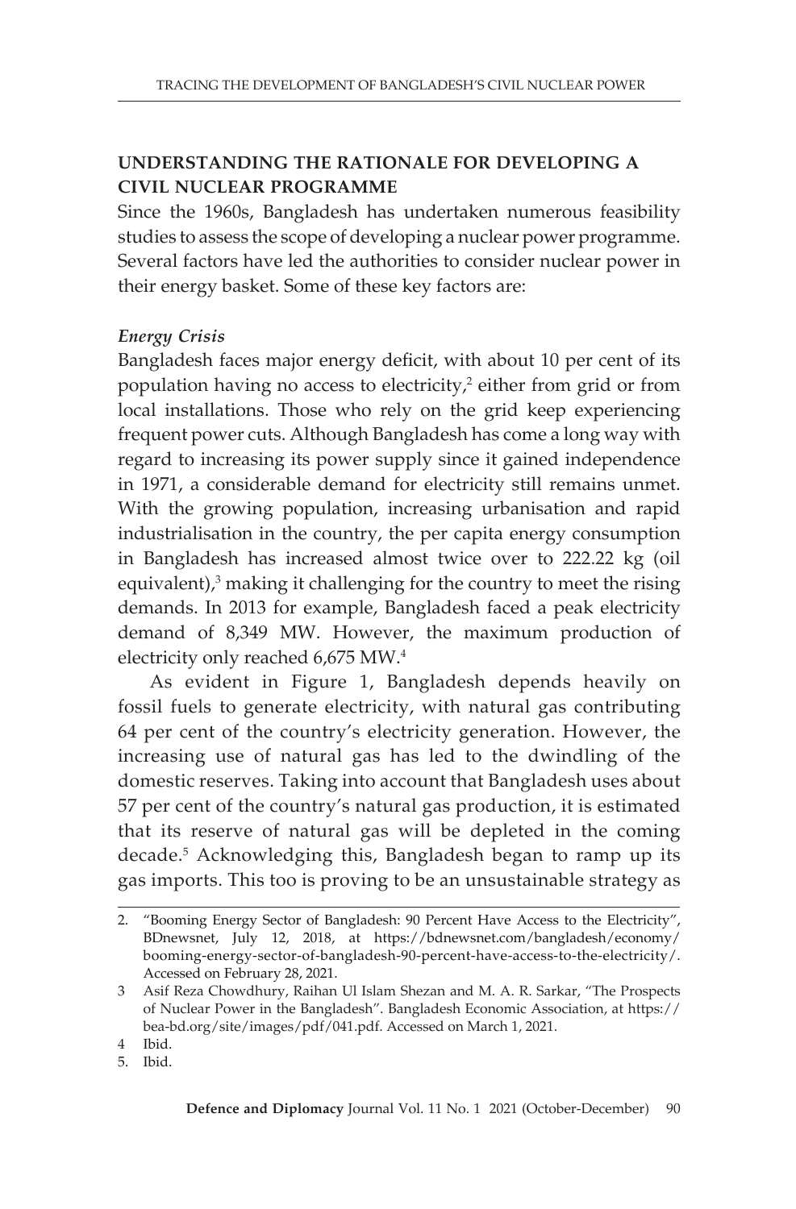## UNDERSTANDING THE RATIONALE FOR DEVELOPING A CIVIL NUCLEAR PROGRAMME

Since the 1960s, Bangladesh has undertaken numerous feasibility studies to assess the scope of developing a nuclear power programme. Several factors have led the authorities to consider nuclear power in their energy basket. Some of these key factors are:

### *Energy Crisis*

Bangladesh faces major energy deficit, with about 10 per cent of its population having no access to electricity,[2] either from grid or from local installations. Those who rely on the grid keep experiencing frequent power cuts. Although Bangladesh has come a long way with regard to increasing its power supply since it gained independence in 1971, a considerable demand for electricity still remains unmet. With the growing population, increasing urbanisation and rapid industrialisation in the country, the per capita energy consumption in Bangladesh has increased almost twice over to 222.22 kg (oil equivalent),[3] making it challenging for the country to meet the rising demands. In 2013 for example, Bangladesh faced a peak electricity demand of 8,349 MW. However, the maximum production of electricity only reached 6,675 MW.[4]

As evident in Figure 1, Bangladesh depends heavily on fossil fuels to generate electricity, with natural gas contributing 64 per cent of the country's electricity generation. However, the increasing use of natural gas has led to the dwindling of the domestic reserves. Taking into account that Bangladesh uses about 57 per cent of the country's natural gas production, it is estimated that its reserve of natural gas will be depleted in the coming decade.[5] Acknowledging this, Bangladesh began to ramp up its gas imports. This too is proving to be an unsustainable strategy as

---

2. "Booming Energy Sector of Bangladesh: 90 Percent Have Access to the Electricity", BDnewsnet, July 12, 2018, at https://bdnewsnet.com/bangladesh/economy/booming-energy-sector-of-bangladesh-90-percent-have-access-to-the-electricity/. Accessed on February 28, 2021.
3 Asif Reza Chowdhury, Raihan Ul Islam Shezan and M. A. R. Sarkar, "The Prospects of Nuclear Power in the Bangladesh". Bangladesh Economic Association, at https://bea-bd.org/site/images/pdf/041.pdf. Accessed on March 1, 2021.
4 Ibid.
5. Ibid.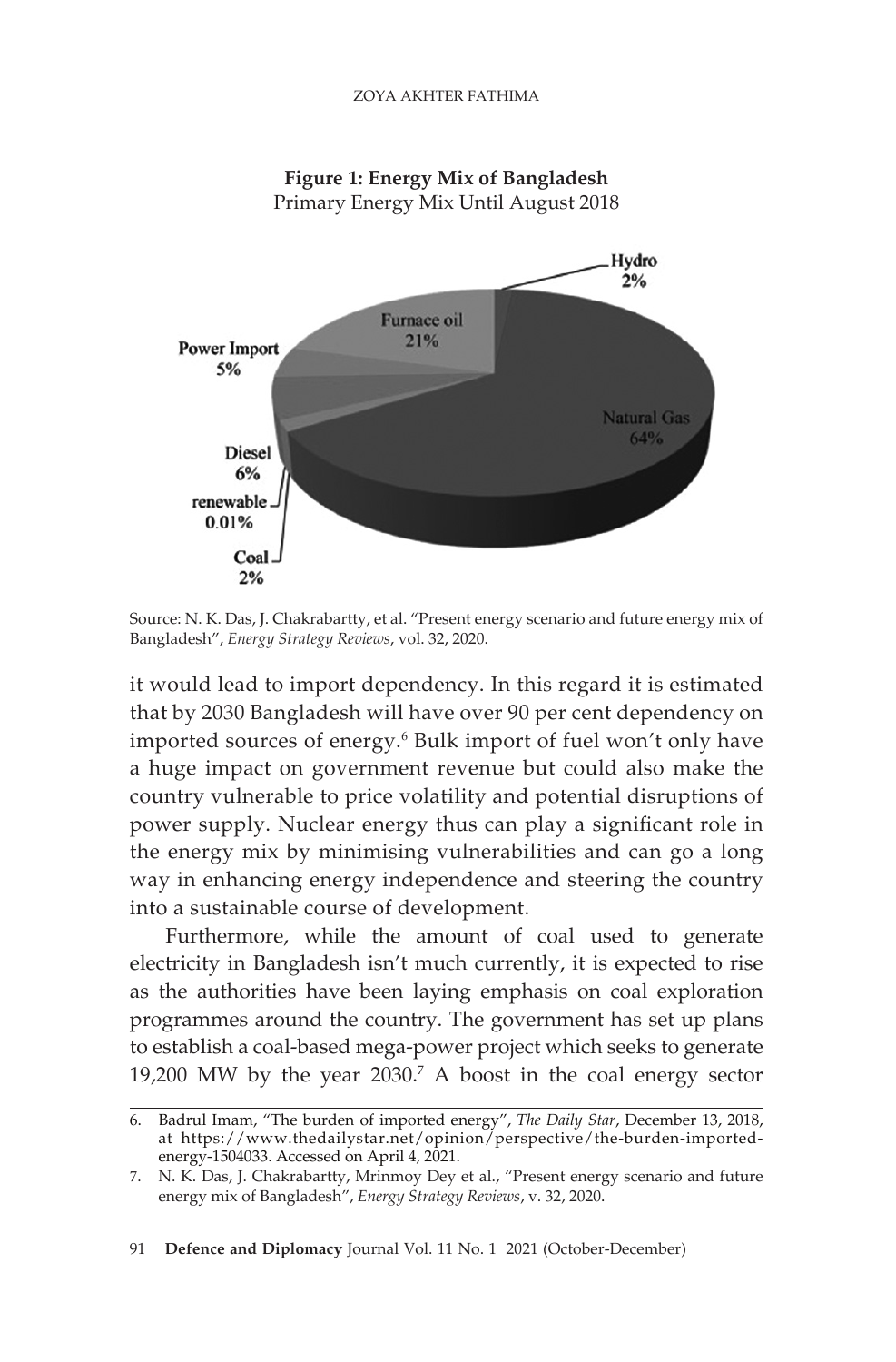**Figure 1: Energy Mix of Bangladesh**
Primary Energy Mix Until August 2018

Source: N. K. Das, J. Chakrabartty, et al. "Present energy scenario and future energy mix of Bangladesh", *Energy Strategy Reviews*, vol. 32, 2020.

it would lead to import dependency. In this regard it is estimated that by 2030 Bangladesh will have over 90 per cent dependency on imported sources of energy.[6] Bulk import of fuel won't only have a huge impact on government revenue but could also make the country vulnerable to price volatility and potential disruptions of power supply. Nuclear energy thus can play a significant role in the energy mix by minimising vulnerabilities and can go a long way in enhancing energy independence and steering the country into a sustainable course of development.

Furthermore, while the amount of coal used to generate electricity in Bangladesh isn't much currently, it is expected to rise as the authorities have been laying emphasis on coal exploration programmes around the country. The government has set up plans to establish a coal-based mega-power project which seeks to generate 19,200 MW by the year 2030.[7] A boost in the coal energy sector

6. Badrul Imam, "The burden of imported energy", *The Daily Star*, December 13, 2018, at https://www.thedailystar.net/opinion/perspective/the-burden-imported-energy-1504033. Accessed on April 4, 2021.
7. N. K. Das, J. Chakrabartty, Mrinmoy Dey et al., "Present energy scenario and future energy mix of Bangladesh", *Energy Strategy Reviews*, v. 32, 2020.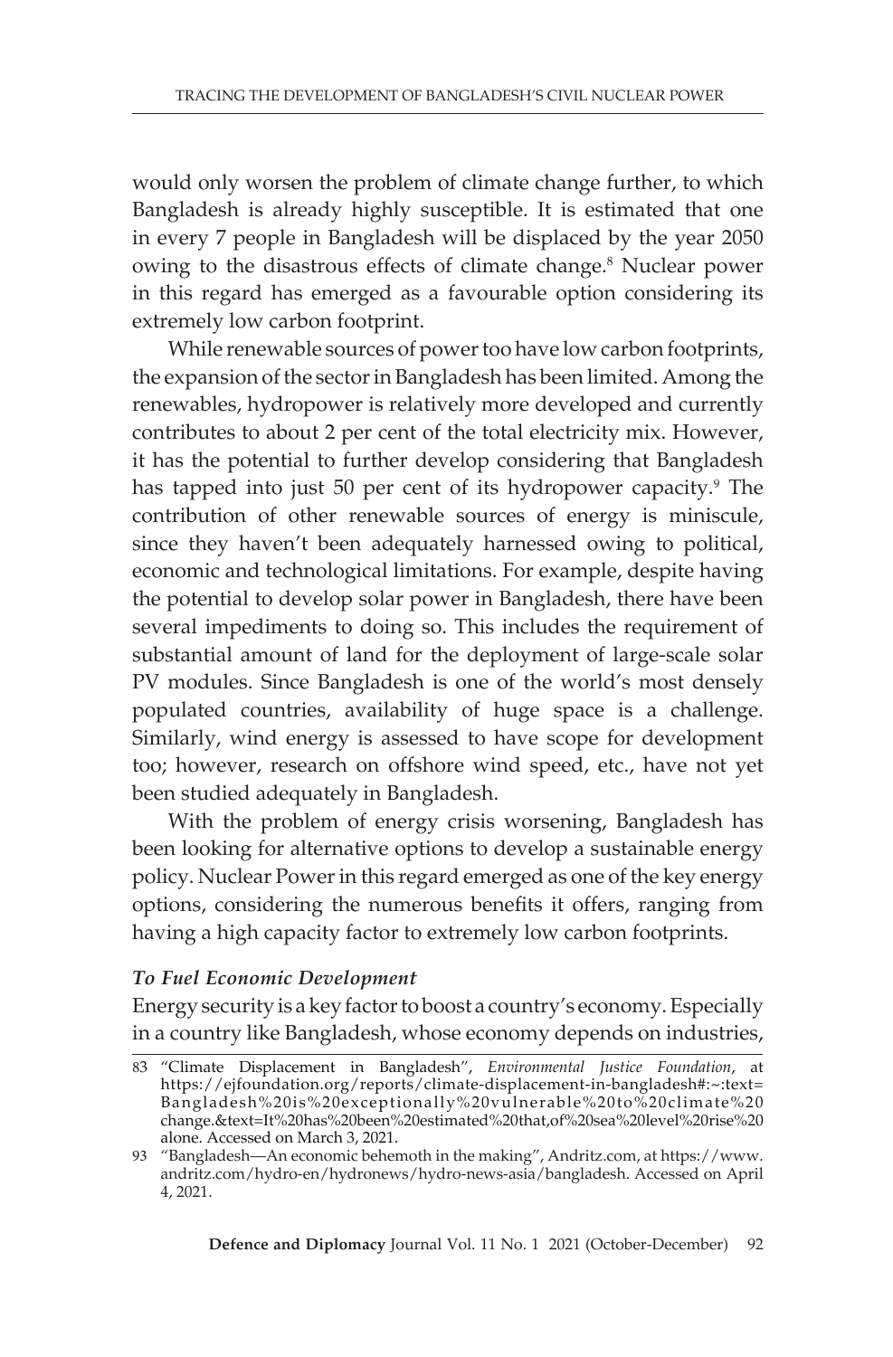would only worsen the problem of climate change further, to which Bangladesh is already highly susceptible. It is estimated that one in every 7 people in Bangladesh will be displaced by the year 2050 owing to the disastrous effects of climate change.[8] Nuclear power in this regard has emerged as a favourable option considering its extremely low carbon footprint.

While renewable sources of power too have low carbon footprints, the expansion of the sector in Bangladesh has been limited. Among the renewables, hydropower is relatively more developed and currently contributes to about 2 per cent of the total electricity mix. However, it has the potential to further develop considering that Bangladesh has tapped into just 50 per cent of its hydropower capacity.[9] The contribution of other renewable sources of energy is miniscule, since they haven't been adequately harnessed owing to political, economic and technological limitations. For example, despite having the potential to develop solar power in Bangladesh, there have been several impediments to doing so. This includes the requirement of substantial amount of land for the deployment of large-scale solar PV modules. Since Bangladesh is one of the world's most densely populated countries, availability of huge space is a challenge. Similarly, wind energy is assessed to have scope for development too; however, research on offshore wind speed, etc., have not yet been studied adequately in Bangladesh.

With the problem of energy crisis worsening, Bangladesh has been looking for alternative options to develop a sustainable energy policy. Nuclear Power in this regard emerged as one of the key energy options, considering the numerous benefits it offers, ranging from having a high capacity factor to extremely low carbon footprints.

***To Fuel Economic Development***

Energy security is a key factor to boost a country's economy. Especially in a country like Bangladesh, whose economy depends on industries,

---

83 "Climate Displacement in Bangladesh", *Environmental Justice Foundation*, at https://ejfoundation.org/reports/climate-displacement-in-bangladesh#:~:text=Bangladesh%20is%20exceptionally%20vulnerable%20to%20climate%20change.&text=It%20has%20been%20estimated%20that,of%20sea%20level%20rise%20alone. Accessed on March 3, 2021.

93 "Bangladesh—An economic behemoth in the making", Andritz.com, at https://www.andritz.com/hydro-en/hydronews/hydro-news-asia/bangladesh. Accessed on April 4, 2021.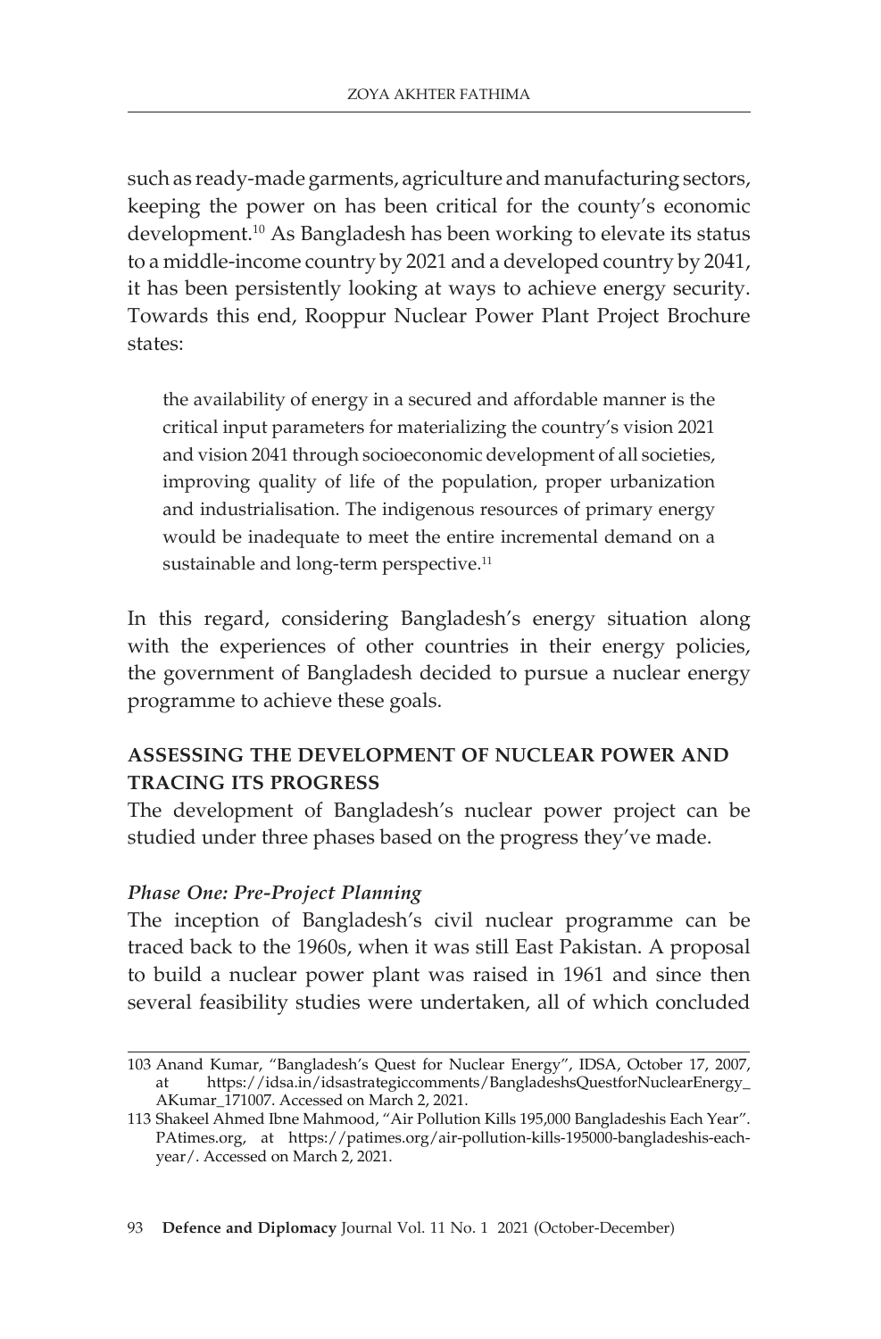such as ready-made garments, agriculture and manufacturing sectors, keeping the power on has been critical for the county's economic development.[10] As Bangladesh has been working to elevate its status to a middle-income country by 2021 and a developed country by 2041, it has been persistently looking at ways to achieve energy security. Towards this end, Rooppur Nuclear Power Plant Project Brochure states:

> the availability of energy in a secured and affordable manner is the critical input parameters for materializing the country's vision 2021 and vision 2041 through socioeconomic development of all societies, improving quality of life of the population, proper urbanization and industrialisation. The indigenous resources of primary energy would be inadequate to meet the entire incremental demand on a sustainable and long-term perspective.[11]

In this regard, considering Bangladesh's energy situation along with the experiences of other countries in their energy policies, the government of Bangladesh decided to pursue a nuclear energy programme to achieve these goals.

## ASSESSING THE DEVELOPMENT OF NUCLEAR POWER AND TRACING ITS PROGRESS

The development of Bangladesh's nuclear power project can be studied under three phases based on the progress they've made.

### *Phase One: Pre-Project Planning*

The inception of Bangladesh's civil nuclear programme can be traced back to the 1960s, when it was still East Pakistan. A proposal to build a nuclear power plant was raised in 1961 and since then several feasibility studies were undertaken, all of which concluded

---

103 Anand Kumar, "Bangladesh's Quest for Nuclear Energy", IDSA, October 17, 2007, at https://idsa.in/idsastrategiccomments/BangladeshsQuestforNuclearEnergy_AKumar_171007. Accessed on March 2, 2021.

113 Shakeel Ahmed Ibne Mahmood, "Air Pollution Kills 195,000 Bangladeshis Each Year". PAtimes.org, at https://patimes.org/air-pollution-kills-195000-bangladeshis-each-year/. Accessed on March 2, 2021.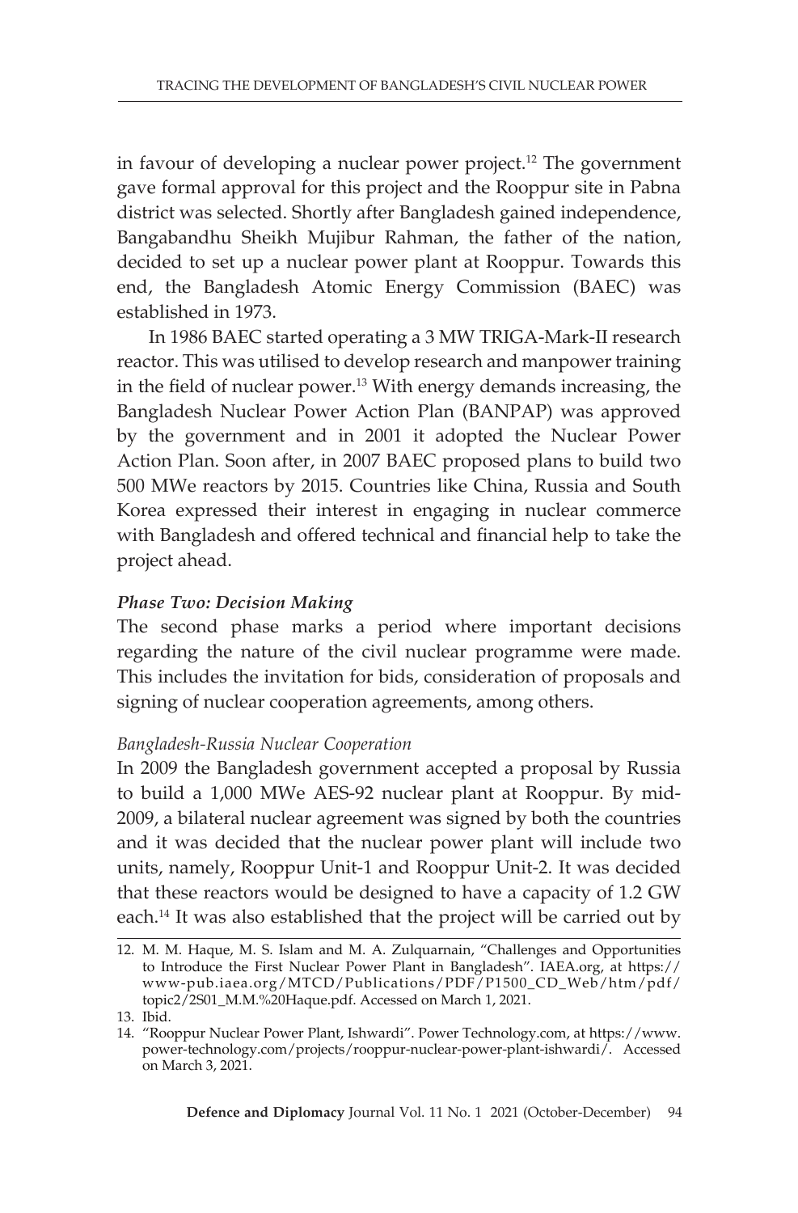in favour of developing a nuclear power project.[12] The government gave formal approval for this project and the Rooppur site in Pabna district was selected. Shortly after Bangladesh gained independence, Bangabandhu Sheikh Mujibur Rahman, the father of the nation, decided to set up a nuclear power plant at Rooppur. Towards this end, the Bangladesh Atomic Energy Commission (BAEC) was established in 1973.

In 1986 BAEC started operating a 3 MW TRIGA-Mark-II research reactor. This was utilised to develop research and manpower training in the field of nuclear power.[13] With energy demands increasing, the Bangladesh Nuclear Power Action Plan (BANPAP) was approved by the government and in 2001 it adopted the Nuclear Power Action Plan. Soon after, in 2007 BAEC proposed plans to build two 500 MWe reactors by 2015. Countries like China, Russia and South Korea expressed their interest in engaging in nuclear commerce with Bangladesh and offered technical and financial help to take the project ahead.

### *Phase Two: Decision Making*

The second phase marks a period where important decisions regarding the nature of the civil nuclear programme were made. This includes the invitation for bids, consideration of proposals and signing of nuclear cooperation agreements, among others.

#### *Bangladesh-Russia Nuclear Cooperation*

In 2009 the Bangladesh government accepted a proposal by Russia to build a 1,000 MWe AES-92 nuclear plant at Rooppur. By mid-2009, a bilateral nuclear agreement was signed by both the countries and it was decided that the nuclear power plant will include two units, namely, Rooppur Unit-1 and Rooppur Unit-2. It was decided that these reactors would be designed to have a capacity of 1.2 GW each.[14] It was also established that the project will be carried out by

---

12. M. M. Haque, M. S. Islam and M. A. Zulquarnain, "Challenges and Opportunities to Introduce the First Nuclear Power Plant in Bangladesh". IAEA.org, at https://www-pub.iaea.org/MTCD/Publications/PDF/P1500_CD_Web/htm/pdf/topic2/2S01_M.M.%20Haque.pdf. Accessed on March 1, 2021.
13. Ibid.
14. "Rooppur Nuclear Power Plant, Ishwardi". Power Technology.com, at https://www.power-technology.com/projects/rooppur-nuclear-power-plant-ishwardi/. Accessed on March 3, 2021.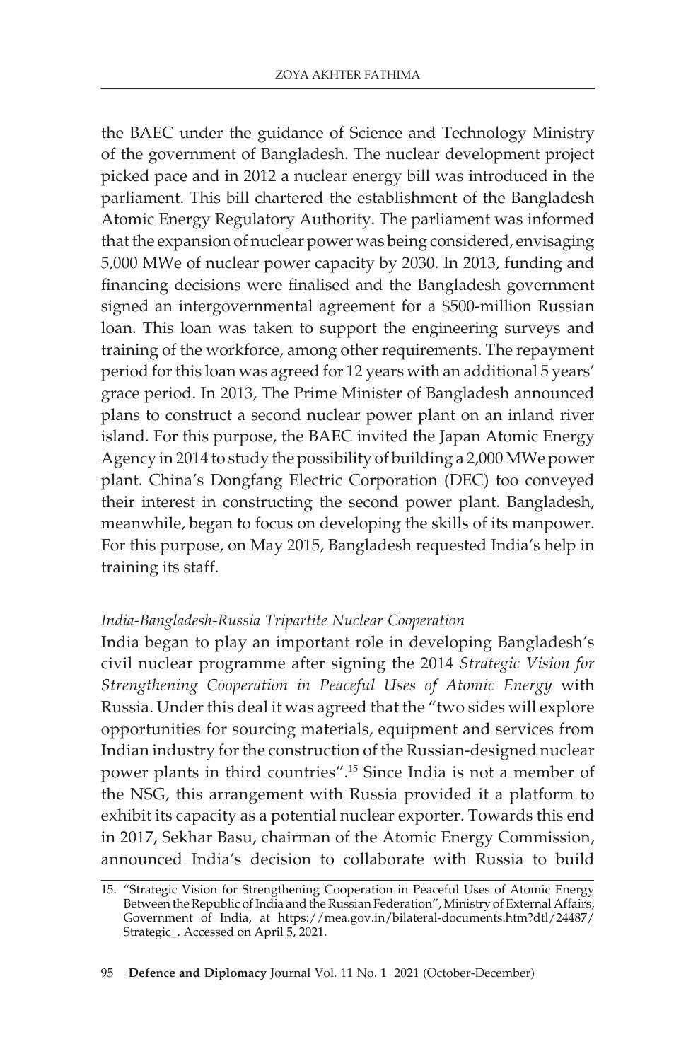the BAEC under the guidance of Science and Technology Ministry of the government of Bangladesh. The nuclear development project picked pace and in 2012 a nuclear energy bill was introduced in the parliament. This bill chartered the establishment of the Bangladesh Atomic Energy Regulatory Authority. The parliament was informed that the expansion of nuclear power was being considered, envisaging 5,000 MWe of nuclear power capacity by 2030. In 2013, funding and financing decisions were finalised and the Bangladesh government signed an intergovernmental agreement for a $500-million Russian loan. This loan was taken to support the engineering surveys and training of the workforce, among other requirements. The repayment period for this loan was agreed for 12 years with an additional 5 years' grace period. In 2013, The Prime Minister of Bangladesh announced plans to construct a second nuclear power plant on an inland river island. For this purpose, the BAEC invited the Japan Atomic Energy Agency in 2014 to study the possibility of building a 2,000 MWe power plant. China's Dongfang Electric Corporation (DEC) too conveyed their interest in constructing the second power plant. Bangladesh, meanwhile, began to focus on developing the skills of its manpower. For this purpose, on May 2015, Bangladesh requested India's help in training its staff.

*India-Bangladesh-Russia Tripartite Nuclear Cooperation*

India began to play an important role in developing Bangladesh's civil nuclear programme after signing the 2014 *Strategic Vision for Strengthening Cooperation in Peaceful Uses of Atomic Energy* with Russia. Under this deal it was agreed that the "two sides will explore opportunities for sourcing materials, equipment and services from Indian industry for the construction of the Russian-designed nuclear power plants in third countries".[15] Since India is not a member of the NSG, this arrangement with Russia provided it a platform to exhibit its capacity as a potential nuclear exporter. Towards this end in 2017, Sekhar Basu, chairman of the Atomic Energy Commission, announced India's decision to collaborate with Russia to build

15. "Strategic Vision for Strengthening Cooperation in Peaceful Uses of Atomic Energy Between the Republic of India and the Russian Federation", Ministry of External Affairs, Government of India, at https://mea.gov.in/bilateral-documents.htm?dtl/24487/Strategic_. Accessed on April 5, 2021.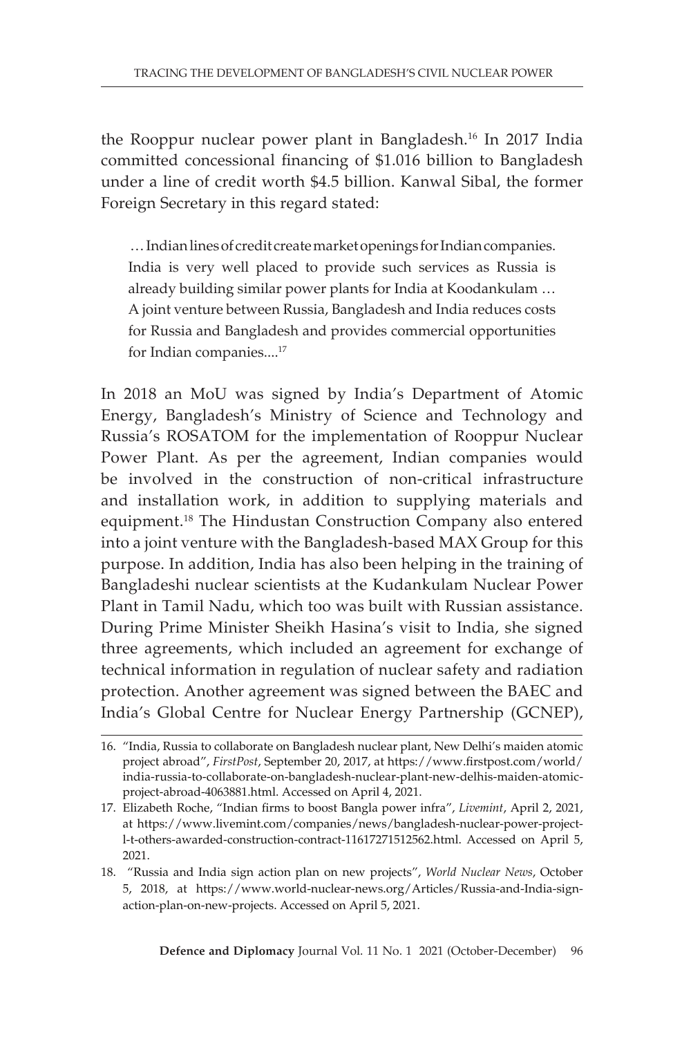the Rooppur nuclear power plant in Bangladesh.[16] In 2017 India committed concessional financing of $1.016 billion to Bangladesh under a line of credit worth $4.5 billion. Kanwal Sibal, the former Foreign Secretary in this regard stated:

> … Indian lines of credit create market openings for Indian companies. India is very well placed to provide such services as Russia is already building similar power plants for India at Koodankulam … A joint venture between Russia, Bangladesh and India reduces costs for Russia and Bangladesh and provides commercial opportunities for Indian companies....[17]

In 2018 an MoU was signed by India's Department of Atomic Energy, Bangladesh's Ministry of Science and Technology and Russia's ROSATOM for the implementation of Rooppur Nuclear Power Plant. As per the agreement, Indian companies would be involved in the construction of non-critical infrastructure and installation work, in addition to supplying materials and equipment.[18] The Hindustan Construction Company also entered into a joint venture with the Bangladesh-based MAX Group for this purpose. In addition, India has also been helping in the training of Bangladeshi nuclear scientists at the Kudankulam Nuclear Power Plant in Tamil Nadu, which too was built with Russian assistance. During Prime Minister Sheikh Hasina's visit to India, she signed three agreements, which included an agreement for exchange of technical information in regulation of nuclear safety and radiation protection. Another agreement was signed between the BAEC and India's Global Centre for Nuclear Energy Partnership (GCNEP),

---

16. "India, Russia to collaborate on Bangladesh nuclear plant, New Delhi's maiden atomic project abroad", *FirstPost*, September 20, 2017, at https://www.firstpost.com/world/india-russia-to-collaborate-on-bangladesh-nuclear-plant-new-delhis-maiden-atomic-project-abroad-4063881.html. Accessed on April 4, 2021.
17. Elizabeth Roche, "Indian firms to boost Bangla power infra", *Livemint*, April 2, 2021, at https://www.livemint.com/companies/news/bangladesh-nuclear-power-project-l-t-others-awarded-construction-contract-11617271512562.html. Accessed on April 5, 2021.
18. "Russia and India sign action plan on new projects", *World Nuclear News*, October 5, 2018, at https://www.world-nuclear-news.org/Articles/Russia-and-India-sign-action-plan-on-new-projects. Accessed on April 5, 2021.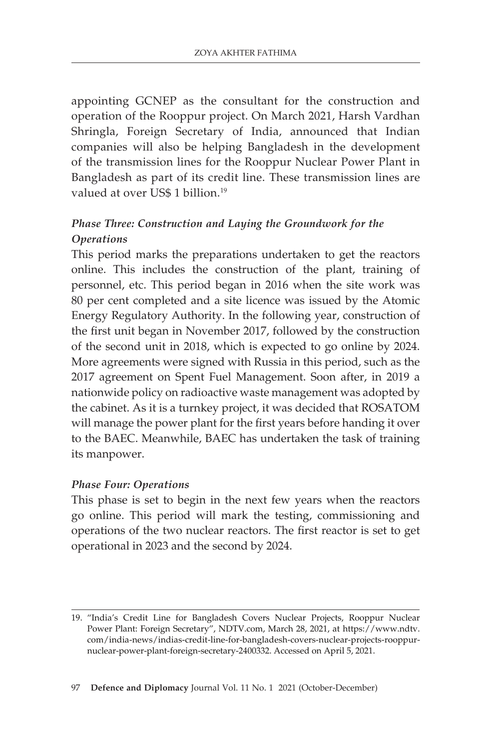appointing GCNEP as the consultant for the construction and operation of the Rooppur project. On March 2021, Harsh Vardhan Shringla, Foreign Secretary of India, announced that Indian companies will also be helping Bangladesh in the development of the transmission lines for the Rooppur Nuclear Power Plant in Bangladesh as part of its credit line. These transmission lines are valued at over US$ 1 billion.[19]

***Phase Three: Construction and Laying the Groundwork for the Operations***

This period marks the preparations undertaken to get the reactors online. This includes the construction of the plant, training of personnel, etc. This period began in 2016 when the site work was 80 per cent completed and a site licence was issued by the Atomic Energy Regulatory Authority. In the following year, construction of the first unit began in November 2017, followed by the construction of the second unit in 2018, which is expected to go online by 2024. More agreements were signed with Russia in this period, such as the 2017 agreement on Spent Fuel Management. Soon after, in 2019 a nationwide policy on radioactive waste management was adopted by the cabinet. As it is a turnkey project, it was decided that ROSATOM will manage the power plant for the first years before handing it over to the BAEC. Meanwhile, BAEC has undertaken the task of training its manpower.

***Phase Four: Operations***

This phase is set to begin in the next few years when the reactors go online. This period will mark the testing, commissioning and operations of the two nuclear reactors. The first reactor is set to get operational in 2023 and the second by 2024.

---

19. "India's Credit Line for Bangladesh Covers Nuclear Projects, Rooppur Nuclear Power Plant: Foreign Secretary", NDTV.com, March 28, 2021, at https://www.ndtv.com/india-news/indias-credit-line-for-bangladesh-covers-nuclear-projects-rooppur-nuclear-power-plant-foreign-secretary-2400332. Accessed on April 5, 2021.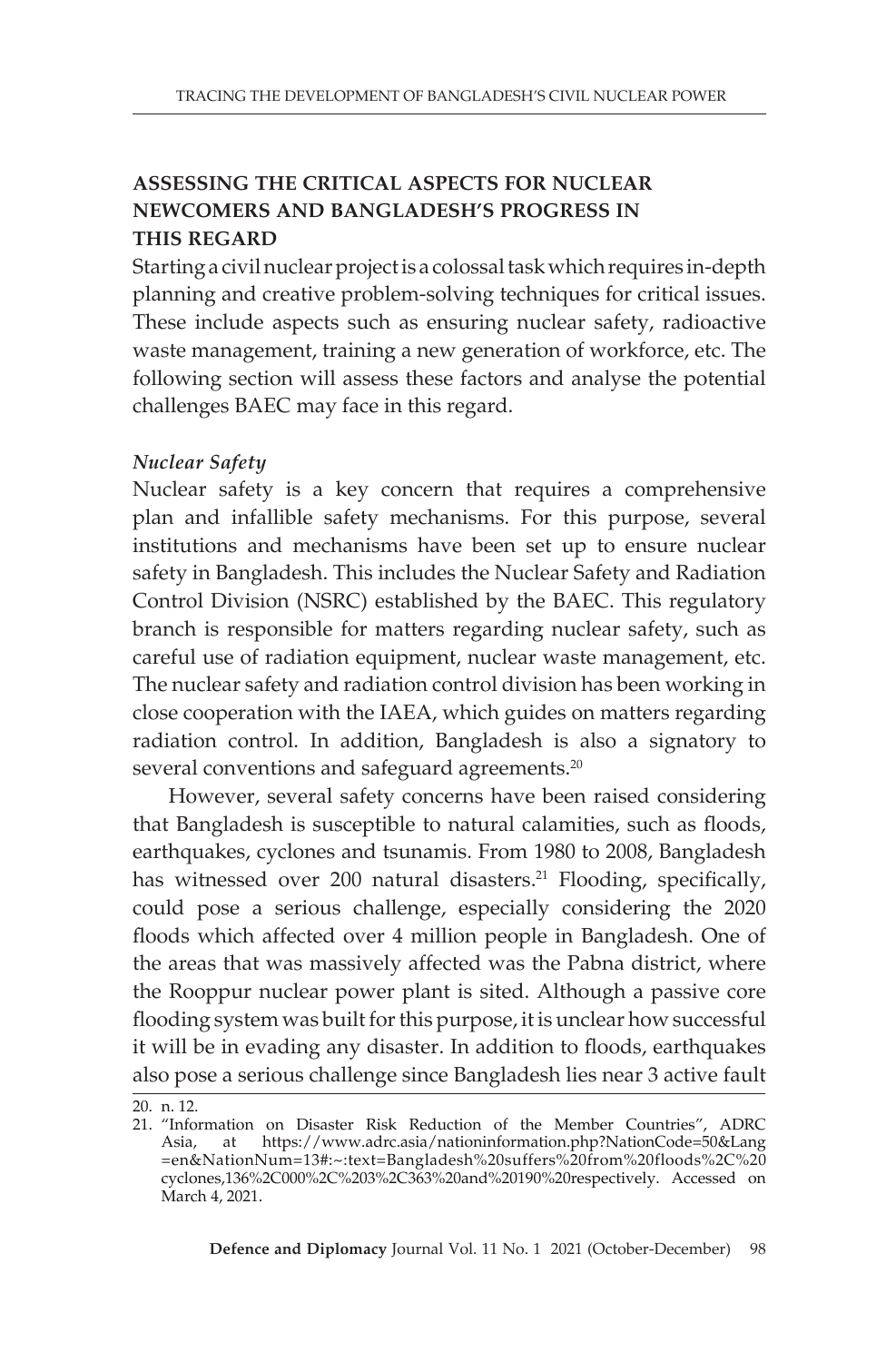## ASSESSING THE CRITICAL ASPECTS FOR NUCLEAR NEWCOMERS AND BANGLADESH'S PROGRESS IN THIS REGARD

Starting a civil nuclear project is a colossal task which requires in-depth planning and creative problem-solving techniques for critical issues. These include aspects such as ensuring nuclear safety, radioactive waste management, training a new generation of workforce, etc. The following section will assess these factors and analyse the potential challenges BAEC may face in this regard.

### *Nuclear Safety*

Nuclear safety is a key concern that requires a comprehensive plan and infallible safety mechanisms. For this purpose, several institutions and mechanisms have been set up to ensure nuclear safety in Bangladesh. This includes the Nuclear Safety and Radiation Control Division (NSRC) established by the BAEC. This regulatory branch is responsible for matters regarding nuclear safety, such as careful use of radiation equipment, nuclear waste management, etc. The nuclear safety and radiation control division has been working in close cooperation with the IAEA, which guides on matters regarding radiation control. In addition, Bangladesh is also a signatory to several conventions and safeguard agreements.[20]

However, several safety concerns have been raised considering that Bangladesh is susceptible to natural calamities, such as floods, earthquakes, cyclones and tsunamis. From 1980 to 2008, Bangladesh has witnessed over 200 natural disasters.[21] Flooding, specifically, could pose a serious challenge, especially considering the 2020 floods which affected over 4 million people in Bangladesh. One of the areas that was massively affected was the Pabna district, where the Rooppur nuclear power plant is sited. Although a passive core flooding system was built for this purpose, it is unclear how successful it will be in evading any disaster. In addition to floods, earthquakes also pose a serious challenge since Bangladesh lies near 3 active fault

---

20. n. 12.
21. "Information on Disaster Risk Reduction of the Member Countries", ADRC Asia, at https://www.adrc.asia/nationinformation.php?NationCode=50&Lang=en&NationNum=13#:~:text=Bangladesh%20suffers%20from%20floods%2C%20cyclones,136%2C000%2C%203%2C363%20and%20190%20respectively. Accessed on March 4, 2021.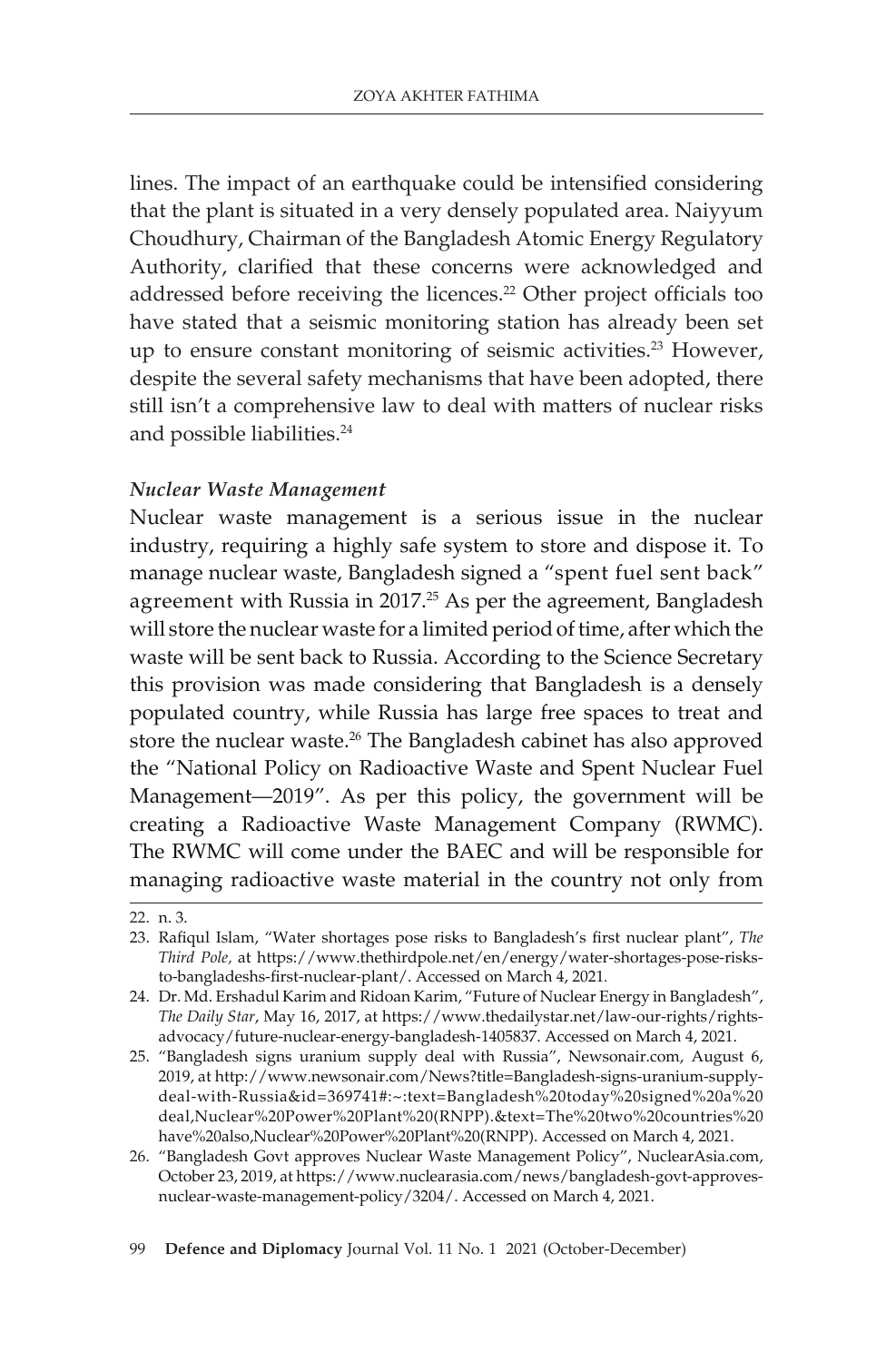lines. The impact of an earthquake could be intensified considering that the plant is situated in a very densely populated area. Naiyyum Choudhury, Chairman of the Bangladesh Atomic Energy Regulatory Authority, clarified that these concerns were acknowledged and addressed before receiving the licences.[22] Other project officials too have stated that a seismic monitoring station has already been set up to ensure constant monitoring of seismic activities.[23] However, despite the several safety mechanisms that have been adopted, there still isn't a comprehensive law to deal with matters of nuclear risks and possible liabilities.[24]

### *Nuclear Waste Management*

Nuclear waste management is a serious issue in the nuclear industry, requiring a highly safe system to store and dispose it. To manage nuclear waste, Bangladesh signed a "spent fuel sent back" agreement with Russia in 2017.[25] As per the agreement, Bangladesh will store the nuclear waste for a limited period of time, after which the waste will be sent back to Russia. According to the Science Secretary this provision was made considering that Bangladesh is a densely populated country, while Russia has large free spaces to treat and store the nuclear waste.[26] The Bangladesh cabinet has also approved the "National Policy on Radioactive Waste and Spent Nuclear Fuel Management—2019". As per this policy, the government will be creating a Radioactive Waste Management Company (RWMC). The RWMC will come under the BAEC and will be responsible for managing radioactive waste material in the country not only from

---

22. n. 3.
23. Rafiqul Islam, "Water shortages pose risks to Bangladesh's first nuclear plant", *The Third Pole,* at https://www.thethirdpole.net/en/energy/water-shortages-pose-risks-to-bangladeshs-first-nuclear-plant/. Accessed on March 4, 2021.
24. Dr. Md. Ershadul Karim and Ridoan Karim, "Future of Nuclear Energy in Bangladesh", *The Daily Star*, May 16, 2017, at https://www.thedailystar.net/law-our-rights/rights-advocacy/future-nuclear-energy-bangladesh-1405837. Accessed on March 4, 2021.
25. "Bangladesh signs uranium supply deal with Russia", Newsonair.com, August 6, 2019, at http://www.newsonair.com/News?title=Bangladesh-signs-uranium-supply-deal-with-Russia&id=369741#:~:text=Bangladesh%20today%20signed%20a%20deal,Nuclear%20Power%20Plant%20(RNPP).&text=The%20two%20countries%20have%20also,Nuclear%20Power%20Plant%20(RNPP). Accessed on March 4, 2021.
26. "Bangladesh Govt approves Nuclear Waste Management Policy", NuclearAsia.com, October 23, 2019, at https://www.nuclearasia.com/news/bangladesh-govt-approves-nuclear-waste-management-policy/3204/. Accessed on March 4, 2021.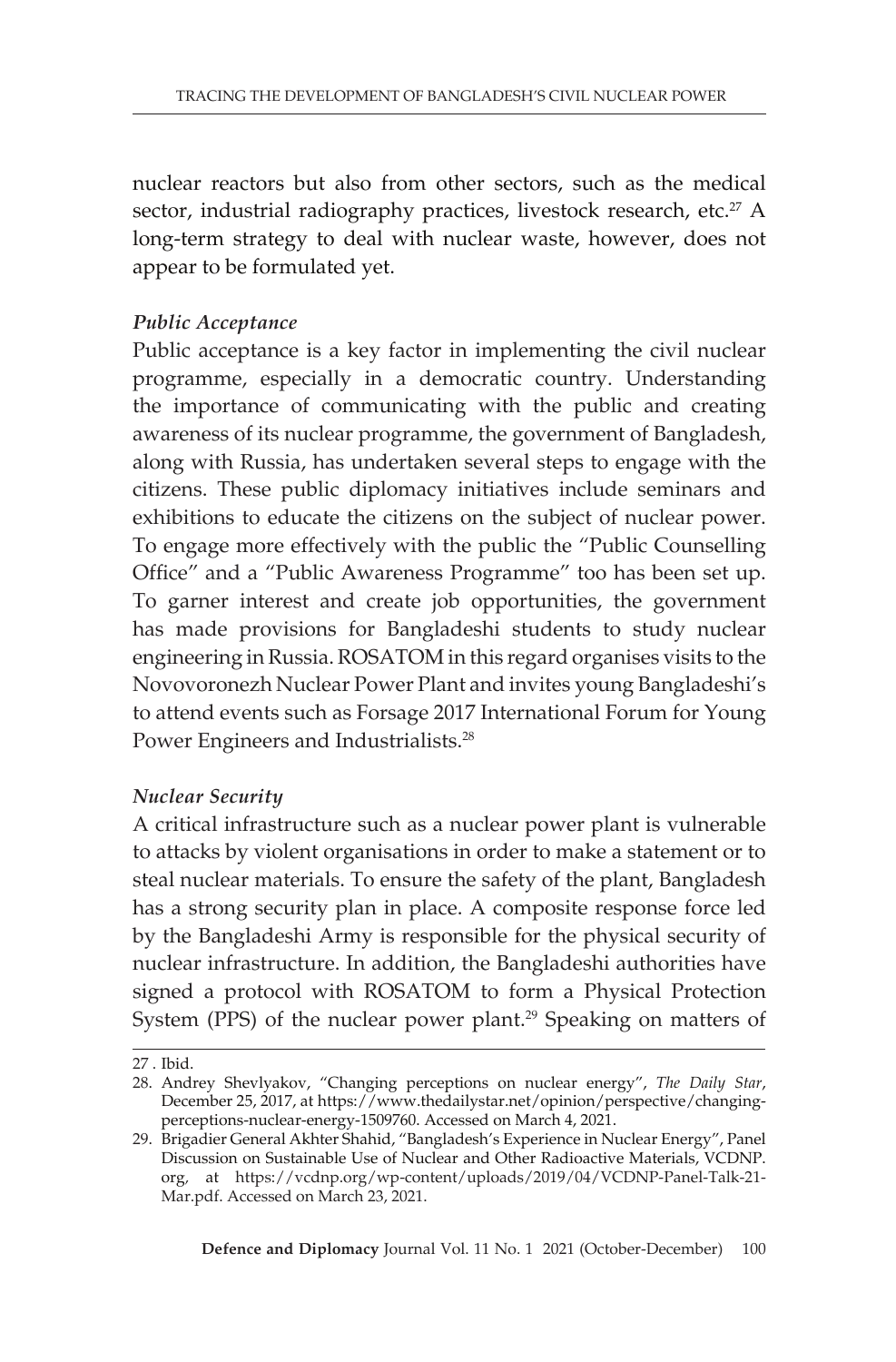nuclear reactors but also from other sectors, such as the medical sector, industrial radiography practices, livestock research, etc.[27] A long-term strategy to deal with nuclear waste, however, does not appear to be formulated yet.

***Public Acceptance***

Public acceptance is a key factor in implementing the civil nuclear programme, especially in a democratic country. Understanding the importance of communicating with the public and creating awareness of its nuclear programme, the government of Bangladesh, along with Russia, has undertaken several steps to engage with the citizens. These public diplomacy initiatives include seminars and exhibitions to educate the citizens on the subject of nuclear power. To engage more effectively with the public the "Public Counselling Office" and a "Public Awareness Programme" too has been set up. To garner interest and create job opportunities, the government has made provisions for Bangladeshi students to study nuclear engineering in Russia. ROSATOM in this regard organises visits to the Novovoronezh Nuclear Power Plant and invites young Bangladeshi's to attend events such as Forsage 2017 International Forum for Young Power Engineers and Industrialists.[28]

***Nuclear Security***

A critical infrastructure such as a nuclear power plant is vulnerable to attacks by violent organisations in order to make a statement or to steal nuclear materials. To ensure the safety of the plant, Bangladesh has a strong security plan in place. A composite response force led by the Bangladeshi Army is responsible for the physical security of nuclear infrastructure. In addition, the Bangladeshi authorities have signed a protocol with ROSATOM to form a Physical Protection System (PPS) of the nuclear power plant.[29] Speaking on matters of

---

27 . Ibid.

28. Andrey Shevlyakov, "Changing perceptions on nuclear energy", *The Daily Star*, December 25, 2017, at https://www.thedailystar.net/opinion/perspective/changing-perceptions-nuclear-energy-1509760. Accessed on March 4, 2021.

29. Brigadier General Akhter Shahid, "Bangladesh's Experience in Nuclear Energy", Panel Discussion on Sustainable Use of Nuclear and Other Radioactive Materials, VCDNP.org, at https://vcdnp.org/wp-content/uploads/2019/04/VCDNP-Panel-Talk-21-Mar.pdf. Accessed on March 23, 2021.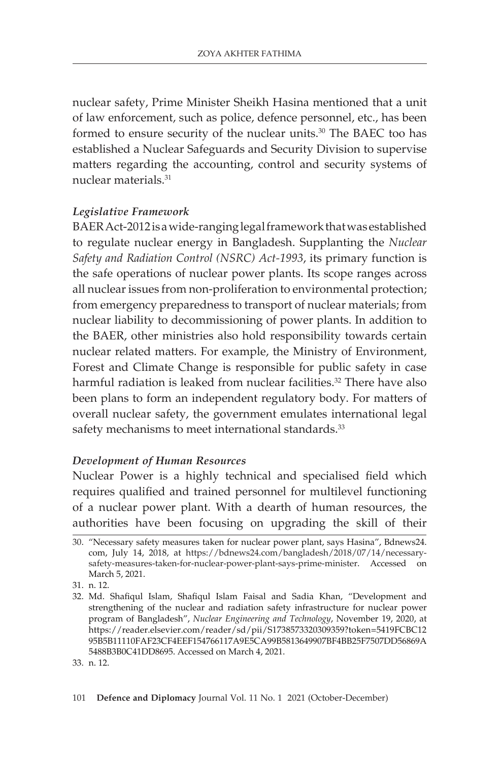nuclear safety, Prime Minister Sheikh Hasina mentioned that a unit of law enforcement, such as police, defence personnel, etc., has been formed to ensure security of the nuclear units.[30] The BAEC too has established a Nuclear Safeguards and Security Division to supervise matters regarding the accounting, control and security systems of nuclear materials.[31]

### *Legislative Framework*

BAER Act-2012 is a wide-ranging legal framework that was established to regulate nuclear energy in Bangladesh. Supplanting the *Nuclear Safety and Radiation Control (NSRC) Act-1993*, its primary function is the safe operations of nuclear power plants. Its scope ranges across all nuclear issues from non-proliferation to environmental protection; from emergency preparedness to transport of nuclear materials; from nuclear liability to decommissioning of power plants. In addition to the BAER, other ministries also hold responsibility towards certain nuclear related matters. For example, the Ministry of Environment, Forest and Climate Change is responsible for public safety in case harmful radiation is leaked from nuclear facilities.[32] There have also been plans to form an independent regulatory body. For matters of overall nuclear safety, the government emulates international legal safety mechanisms to meet international standards.[33]

### *Development of Human Resources*

Nuclear Power is a highly technical and specialised field which requires qualified and trained personnel for multilevel functioning of a nuclear power plant. With a dearth of human resources, the authorities have been focusing on upgrading the skill of their

---

30. "Necessary safety measures taken for nuclear power plant, says Hasina", Bdnews24.com, July 14, 2018, at https://bdnews24.com/bangladesh/2018/07/14/necessary-safety-measures-taken-for-nuclear-power-plant-says-prime-minister. Accessed on March 5, 2021.
31. n. 12.
32. Md. Shafiqul Islam, Shafiqul Islam Faisal and Sadia Khan, "Development and strengthening of the nuclear and radiation safety infrastructure for nuclear power program of Bangladesh", *Nuclear Engineering and Technology*, November 19, 2020, at https://reader.elsevier.com/reader/sd/pii/S1738573320309359?token=5419FCBC1295B5B11110FAF23CF4EEF154766117A9E5CA99B5813649907BF4BB25F7507DD56869A5488B3B0C41DD8695. Accessed on March 4, 2021.
33. n. 12.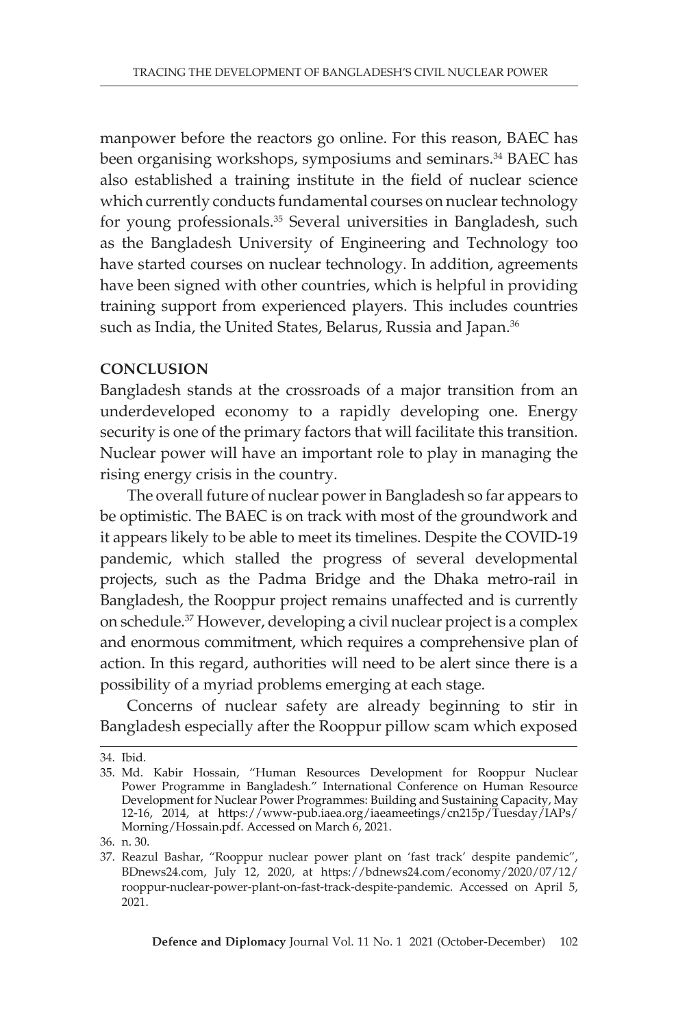manpower before the reactors go online. For this reason, BAEC has been organising workshops, symposiums and seminars.[34] BAEC has also established a training institute in the field of nuclear science which currently conducts fundamental courses on nuclear technology for young professionals.[35] Several universities in Bangladesh, such as the Bangladesh University of Engineering and Technology too have started courses on nuclear technology. In addition, agreements have been signed with other countries, which is helpful in providing training support from experienced players. This includes countries such as India, the United States, Belarus, Russia and Japan.[36]

## CONCLUSION

Bangladesh stands at the crossroads of a major transition from an underdeveloped economy to a rapidly developing one. Energy security is one of the primary factors that will facilitate this transition. Nuclear power will have an important role to play in managing the rising energy crisis in the country.

The overall future of nuclear power in Bangladesh so far appears to be optimistic. The BAEC is on track with most of the groundwork and it appears likely to be able to meet its timelines. Despite the COVID-19 pandemic, which stalled the progress of several developmental projects, such as the Padma Bridge and the Dhaka metro-rail in Bangladesh, the Rooppur project remains unaffected and is currently on schedule.[37] However, developing a civil nuclear project is a complex and enormous commitment, which requires a comprehensive plan of action. In this regard, authorities will need to be alert since there is a possibility of a myriad problems emerging at each stage.

Concerns of nuclear safety are already beginning to stir in Bangladesh especially after the Rooppur pillow scam which exposed

---

34. Ibid.
35. Md. Kabir Hossain, "Human Resources Development for Rooppur Nuclear Power Programme in Bangladesh." International Conference on Human Resource Development for Nuclear Power Programmes: Building and Sustaining Capacity, May 12-16, 2014, at https://www-pub.iaea.org/iaeameetings/cn215p/Tuesday/IAPs/Morning/Hossain.pdf. Accessed on March 6, 2021.
36. n. 30.
37. Reazul Bashar, "Rooppur nuclear power plant on 'fast track' despite pandemic", BDnews24.com, July 12, 2020, at https://bdnews24.com/economy/2020/07/12/rooppur-nuclear-power-plant-on-fast-track-despite-pandemic. Accessed on April 5, 2021.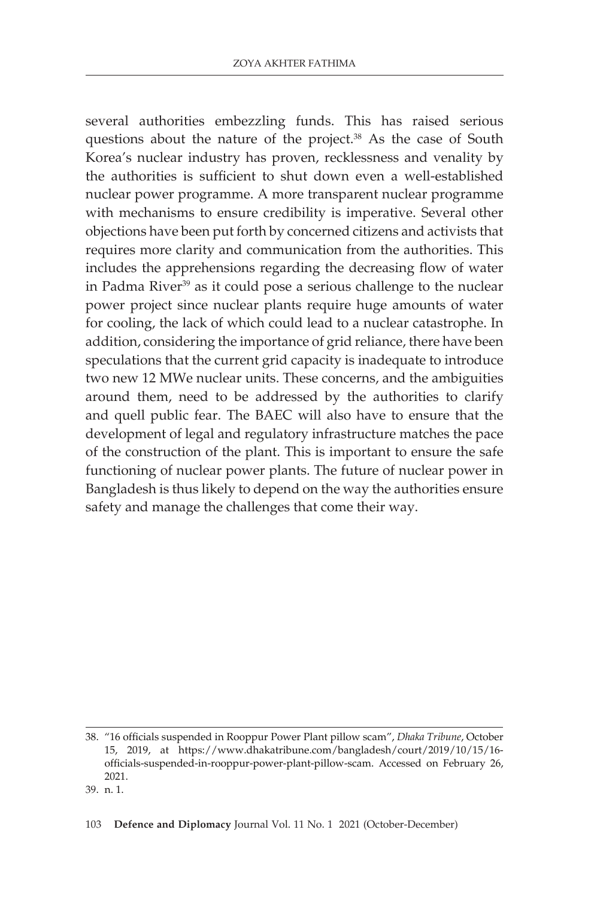several authorities embezzling funds. This has raised serious questions about the nature of the project.[38] As the case of South Korea's nuclear industry has proven, recklessness and venality by the authorities is sufficient to shut down even a well-established nuclear power programme. A more transparent nuclear programme with mechanisms to ensure credibility is imperative. Several other objections have been put forth by concerned citizens and activists that requires more clarity and communication from the authorities. This includes the apprehensions regarding the decreasing flow of water in Padma River[39] as it could pose a serious challenge to the nuclear power project since nuclear plants require huge amounts of water for cooling, the lack of which could lead to a nuclear catastrophe. In addition, considering the importance of grid reliance, there have been speculations that the current grid capacity is inadequate to introduce two new 12 MWe nuclear units. These concerns, and the ambiguities around them, need to be addressed by the authorities to clarify and quell public fear. The BAEC will also have to ensure that the development of legal and regulatory infrastructure matches the pace of the construction of the plant. This is important to ensure the safe functioning of nuclear power plants. The future of nuclear power in Bangladesh is thus likely to depend on the way the authorities ensure safety and manage the challenges that come their way.

---

38. "16 officials suspended in Rooppur Power Plant pillow scam", *Dhaka Tribune*, October 15, 2019, at https://www.dhakatribune.com/bangladesh/court/2019/10/15/16-officials-suspended-in-rooppur-power-plant-pillow-scam. Accessed on February 26, 2021.
39. n. 1.